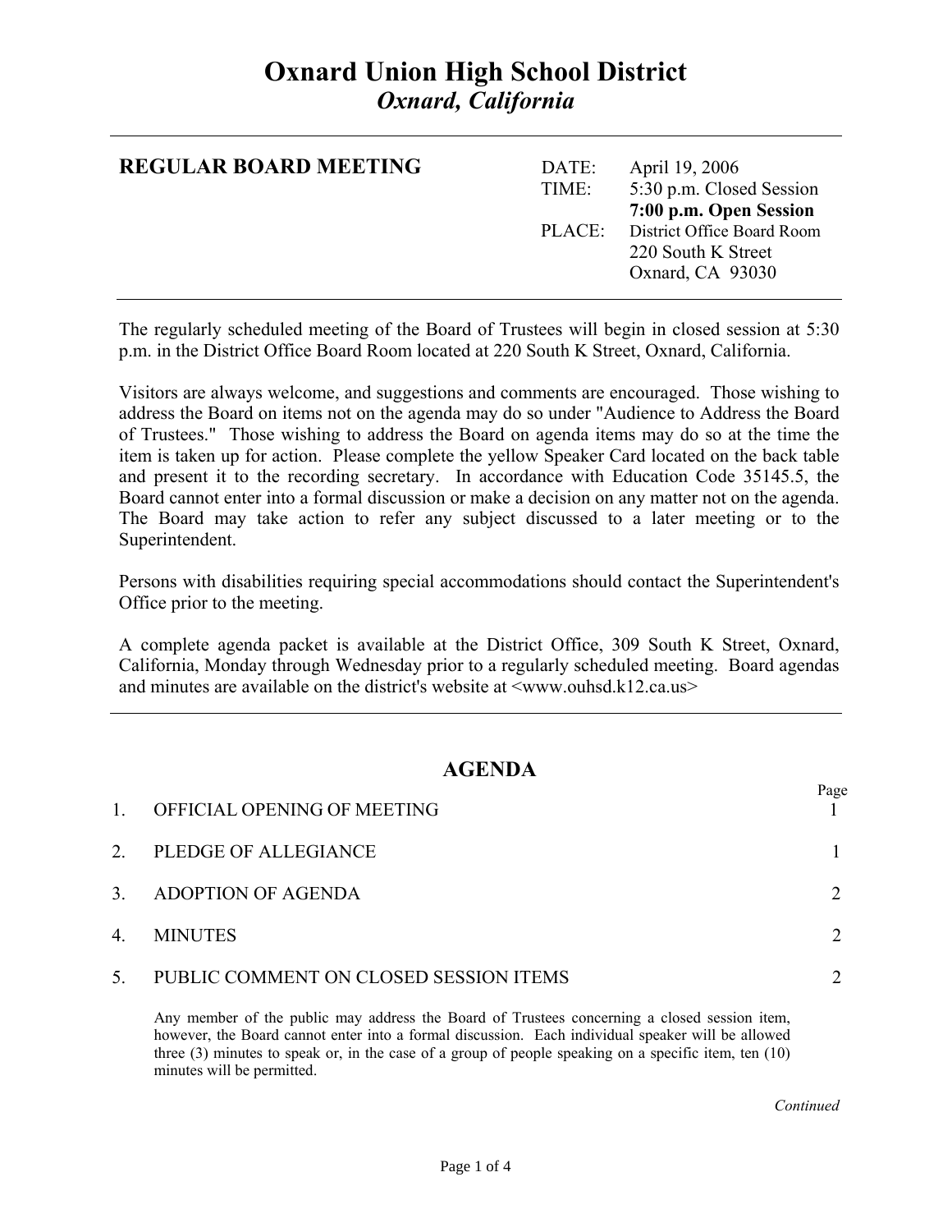# Oxnard Union High School District
*Oxnard, California*

---

**REGULAR BOARD MEETING**

| | |
|---|---|
| DATE: | April 19, 2006 |
| TIME: | 5:30 p.m. Closed Session |
| | **7:00 p.m. Open Session** |
| PLACE: | District Office Board Room |
| | 220 South K Street |
| | Oxnard, CA 93030 |

---

The regularly scheduled meeting of the Board of Trustees will begin in closed session at 5:30 p.m. in the District Office Board Room located at 220 South K Street, Oxnard, California.

Visitors are always welcome, and suggestions and comments are encouraged. Those wishing to address the Board on items not on the agenda may do so under "Audience to Address the Board of Trustees." Those wishing to address the Board on agenda items may do so at the time the item is taken up for action. Please complete the yellow Speaker Card located on the back table and present it to the recording secretary. In accordance with Education Code 35145.5, the Board cannot enter into a formal discussion or make a decision on any matter not on the agenda. The Board may take action to refer any subject discussed to a later meeting or to the Superintendent.

Persons with disabilities requiring special accommodations should contact the Superintendent's Office prior to the meeting.

A complete agenda packet is available at the District Office, 309 South K Street, Oxnard, California, Monday through Wednesday prior to a regularly scheduled meeting. Board agendas and minutes are available on the district's website at <www.ouhsd.k12.ca.us>

---

## AGENDA

| | | Page |
|---|---|---|
| 1. | OFFICIAL OPENING OF MEETING | 1 |
| 2. | PLEDGE OF ALLEGIANCE | 1 |
| 3. | ADOPTION OF AGENDA | 2 |
| 4. | MINUTES | 2 |
| 5. | PUBLIC COMMENT ON CLOSED SESSION ITEMS | 2 |

Any member of the public may address the Board of Trustees concerning a closed session item, however, the Board cannot enter into a formal discussion. Each individual speaker will be allowed three (3) minutes to speak or, in the case of a group of people speaking on a specific item, ten (10) minutes will be permitted.

*Continued*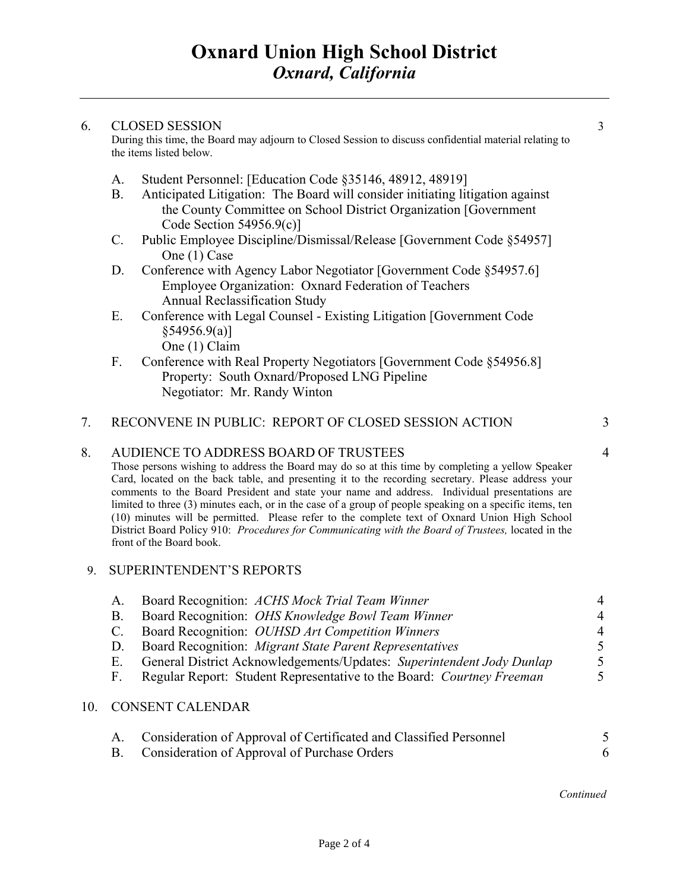# Oxnard Union High School District
## *Oxnard, California*

6. CLOSED SESSION — 3

During this time, the Board may adjourn to Closed Session to discuss confidential material relating to the items listed below.

   A. Student Personnel: [Education Code §35146, 48912, 48919]
   B. Anticipated Litigation: The Board will consider initiating litigation against the County Committee on School District Organization [Government Code Section 54956.9(c)]
   C. Public Employee Discipline/Dismissal/Release [Government Code §54957]
      One (1) Case
   D. Conference with Agency Labor Negotiator [Government Code §54957.6]
      Employee Organization: Oxnard Federation of Teachers
      Annual Reclassification Study
   E. Conference with Legal Counsel - Existing Litigation [Government Code §54956.9(a)]
      One (1) Claim
   F. Conference with Real Property Negotiators [Government Code §54956.8]
      Property: South Oxnard/Proposed LNG Pipeline
      Negotiator: Mr. Randy Winton

7. RECONVENE IN PUBLIC: REPORT OF CLOSED SESSION ACTION — 3

8. AUDIENCE TO ADDRESS BOARD OF TRUSTEES — 4

Those persons wishing to address the Board may do so at this time by completing a yellow Speaker Card, located on the back table, and presenting it to the recording secretary. Please address your comments to the Board President and state your name and address. Individual presentations are limited to three (3) minutes each, or in the case of a group of people speaking on a specific items, ten (10) minutes will be permitted. Please refer to the complete text of Oxnard Union High School District Board Policy 910: *Procedures for Communicating with the Board of Trustees,* located in the front of the Board book.

9. SUPERINTENDENT'S REPORTS

   A. Board Recognition: *ACHS Mock Trial Team Winner* — 4
   B. Board Recognition: *OHS Knowledge Bowl Team Winner* — 4
   C. Board Recognition: *OUHSD Art Competition Winners* — 4
   D. Board Recognition: *Migrant State Parent Representatives* — 5
   E. General District Acknowledgements/Updates: *Superintendent Jody Dunlap* — 5
   F. Regular Report: Student Representative to the Board: *Courtney Freeman* — 5

10. CONSENT CALENDAR

   A. Consideration of Approval of Certificated and Classified Personnel — 5
   B. Consideration of Approval of Purchase Orders — 6

*Continued*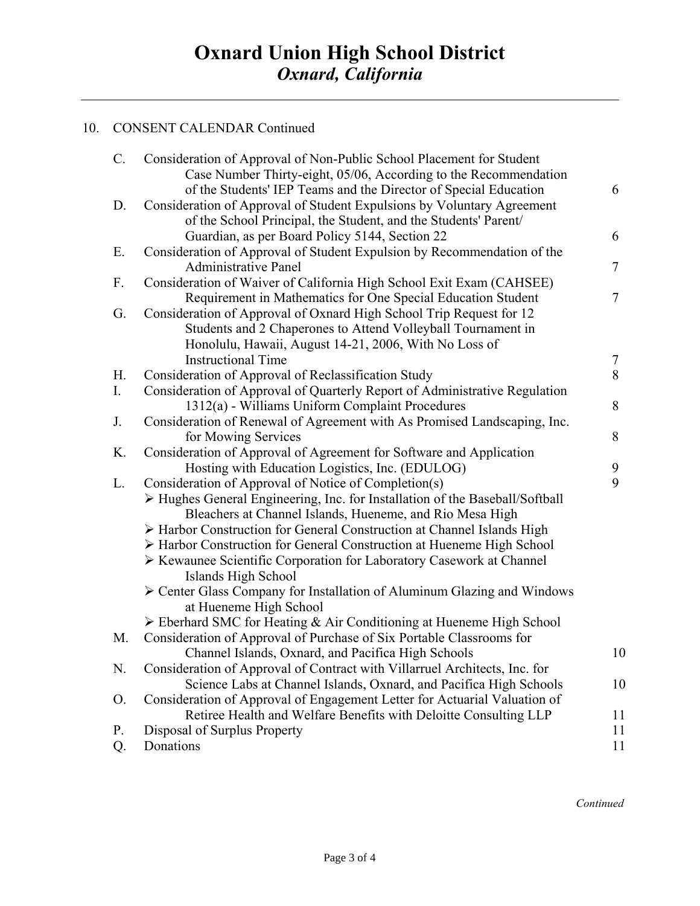# Oxnard Union High School District
## *Oxnard, California*

---

10. CONSENT CALENDAR Continued

| | | |
|---|---|---|
| C. | Consideration of Approval of Non-Public School Placement for Student Case Number Thirty-eight, 05/06, According to the Recommendation of the Students' IEP Teams and the Director of Special Education | 6 |
| D. | Consideration of Approval of Student Expulsions by Voluntary Agreement of the School Principal, the Student, and the Students' Parent/ Guardian, as per Board Policy 5144, Section 22 | 6 |
| E. | Consideration of Approval of Student Expulsion by Recommendation of the Administrative Panel | 7 |
| F. | Consideration of Waiver of California High School Exit Exam (CAHSEE) Requirement in Mathematics for One Special Education Student | 7 |
| G. | Consideration of Approval of Oxnard High School Trip Request for 12 Students and 2 Chaperones to Attend Volleyball Tournament in Honolulu, Hawaii, August 14-21, 2006, With No Loss of Instructional Time | 7 |
| H. | Consideration of Approval of Reclassification Study | 8 |
| I. | Consideration of Approval of Quarterly Report of Administrative Regulation 1312(a) - Williams Uniform Complaint Procedures | 8 |
| J. | Consideration of Renewal of Agreement with As Promised Landscaping, Inc. for Mowing Services | 8 |
| K. | Consideration of Approval of Agreement for Software and Application Hosting with Education Logistics, Inc. (EDULOG) | 9 |
| L. | Consideration of Approval of Notice of Completion(s)<br>➢ Hughes General Engineering, Inc. for Installation of the Baseball/Softball Bleachers at Channel Islands, Hueneme, and Rio Mesa High<br>➢ Harbor Construction for General Construction at Channel Islands High<br>➢ Harbor Construction for General Construction at Hueneme High School<br>➢ Kewaunee Scientific Corporation for Laboratory Casework at Channel Islands High School<br>➢ Center Glass Company for Installation of Aluminum Glazing and Windows at Hueneme High School<br>➢ Eberhard SMC for Heating & Air Conditioning at Hueneme High School | 9 |
| M. | Consideration of Approval of Purchase of Six Portable Classrooms for Channel Islands, Oxnard, and Pacifica High Schools | 10 |
| N. | Consideration of Approval of Contract with Villarruel Architects, Inc. for Science Labs at Channel Islands, Oxnard, and Pacifica High Schools | 10 |
| O. | Consideration of Approval of Engagement Letter for Actuarial Valuation of Retiree Health and Welfare Benefits with Deloitte Consulting LLP | 11 |
| P. | Disposal of Surplus Property | 11 |
| Q. | Donations | 11 |

*Continued*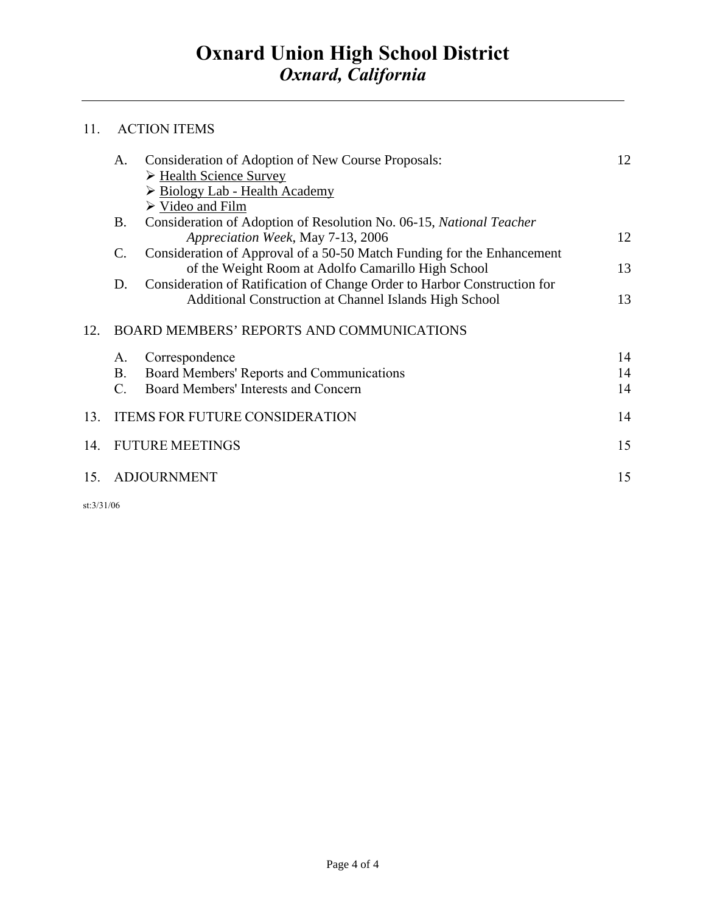# Oxnard Union High School District
## *Oxnard, California*

11. ACTION ITEMS

| | | |
|---|---|---|
| A. | Consideration of Adoption of New Course Proposals:<br>➢ <u>Health Science Survey</u><br>➢ <u>Biology Lab - Health Academy</u><br>➢ <u>Video and Film</u> | 12 |
| B. | Consideration of Adoption of Resolution No. 06-15, *National Teacher Appreciation Week*, May 7-13, 2006 | 12 |
| C. | Consideration of Approval of a 50-50 Match Funding for the Enhancement of the Weight Room at Adolfo Camarillo High School | 13 |
| D. | Consideration of Ratification of Change Order to Harbor Construction for Additional Construction at Channel Islands High School | 13 |

12. BOARD MEMBERS' REPORTS AND COMMUNICATIONS

| | | |
|---|---|---|
| A. | Correspondence | 14 |
| B. | Board Members' Reports and Communications | 14 |
| C. | Board Members' Interests and Concern | 14 |

| | | |
|---|---|---|
| 13. | ITEMS FOR FUTURE CONSIDERATION | 14 |
| 14. | FUTURE MEETINGS | 15 |
| 15. | ADJOURNMENT | 15 |

st:3/31/06